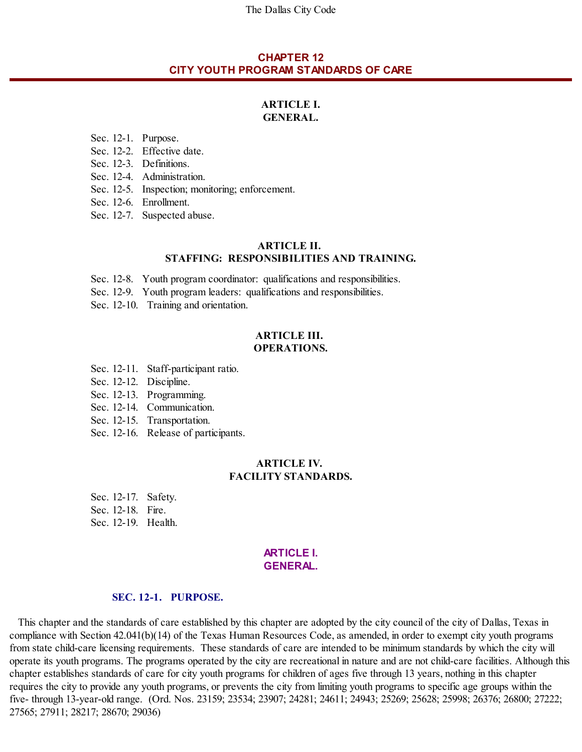# CHAPTER 12
# CITY YOUTH PROGRAM STANDARDS OF CARE

## ARTICLE I.
## GENERAL.

Sec. 12-1. Purpose.
Sec. 12-2. Effective date.
Sec. 12-3. Definitions.
Sec. 12-4. Administration.
Sec. 12-5. Inspection; monitoring; enforcement.
Sec. 12-6. Enrollment.
Sec. 12-7. Suspected abuse.

## ARTICLE II.
## STAFFING: RESPONSIBILITIES AND TRAINING.

Sec. 12-8. Youth program coordinator: qualifications and responsibilities.
Sec. 12-9. Youth program leaders: qualifications and responsibilities.
Sec. 12-10. Training and orientation.

## ARTICLE III.
## OPERATIONS.

Sec. 12-11. Staff-participant ratio.
Sec. 12-12. Discipline.
Sec. 12-13. Programming.
Sec. 12-14. Communication.
Sec. 12-15. Transportation.
Sec. 12-16. Release of participants.

## ARTICLE IV.
## FACILITY STANDARDS.

Sec. 12-17. Safety.
Sec. 12-18. Fire.
Sec. 12-19. Health.

## ARTICLE I.
## GENERAL.

### SEC. 12-1. PURPOSE.

This chapter and the standards of care established by this chapter are adopted by the city council of the city of Dallas, Texas in compliance with Section 42.041(b)(14) of the Texas Human Resources Code, as amended, in order to exempt city youth programs from state child-care licensing requirements. These standards of care are intended to be minimum standards by which the city will operate its youth programs. The programs operated by the city are recreational in nature and are not child-care facilities. Although this chapter establishes standards of care for city youth programs for children of ages five through 13 years, nothing in this chapter requires the city to provide any youth programs, or prevents the city from limiting youth programs to specific age groups within the five- through 13-year-old range. (Ord. Nos. 23159; 23534; 23907; 24281; 24611; 24943; 25269; 25628; 25998; 26376; 26800; 27222; 27565; 27911; 28217; 28670; 29036)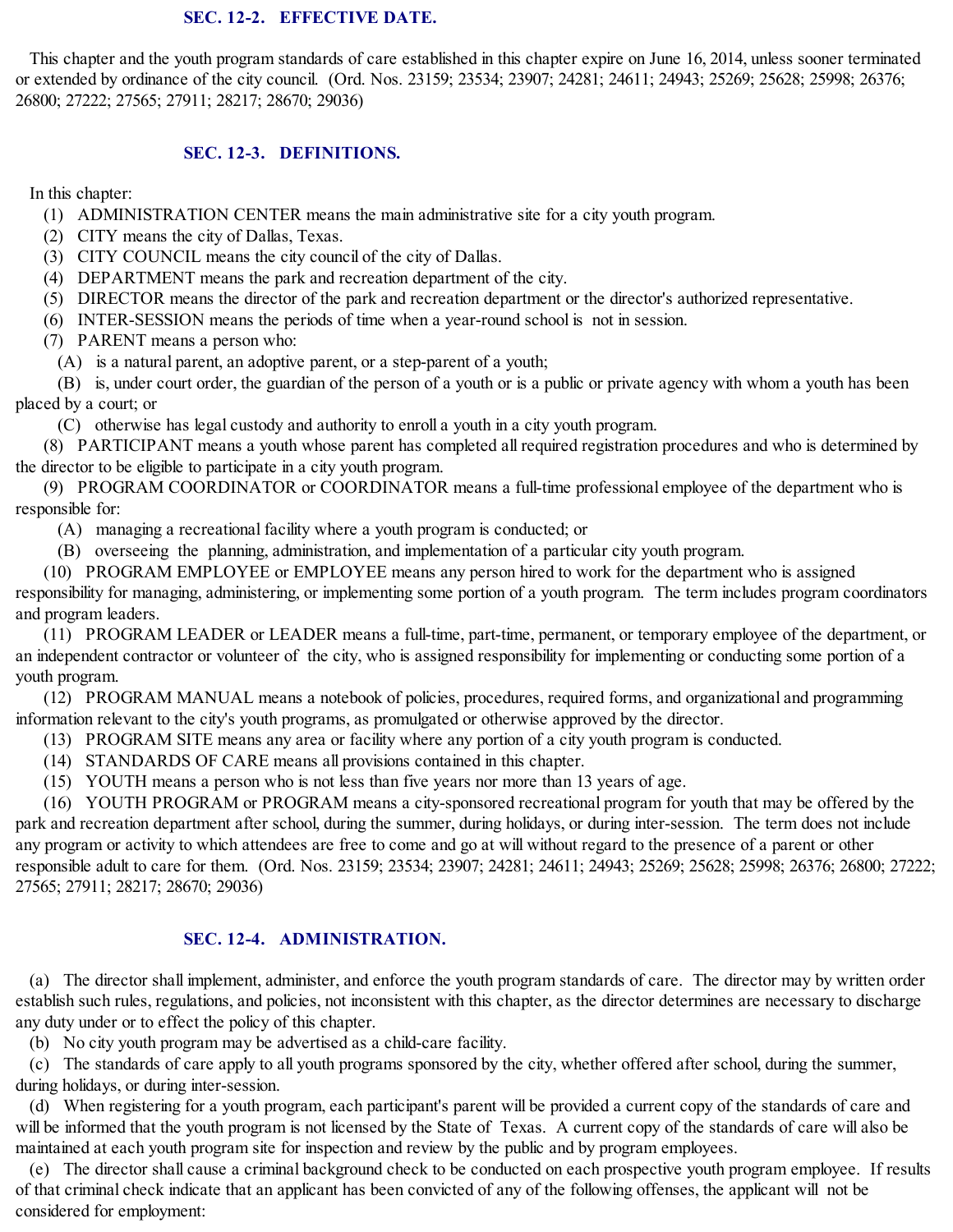### SEC. 12-2. EFFECTIVE DATE.

This chapter and the youth program standards of care established in this chapter expire on June 16, 2014, unless sooner terminated or extended by ordinance of the city council. (Ord. Nos. 23159; 23534; 23907; 24281; 24611; 24943; 25269; 25628; 25998; 26376; 26800; 27222; 27565; 27911; 28217; 28670; 29036)

### SEC. 12-3. DEFINITIONS.

In this chapter:

(1) ADMINISTRATION CENTER means the main administrative site for a city youth program.

(2) CITY means the city of Dallas, Texas.

(3) CITY COUNCIL means the city council of the city of Dallas.

(4) DEPARTMENT means the park and recreation department of the city.

(5) DIRECTOR means the director of the park and recreation department or the director's authorized representative.

(6) INTER-SESSION means the periods of time when a year-round school is not in session.

(7) PARENT means a person who:

(A) is a natural parent, an adoptive parent, or a step-parent of a youth;

(B) is, under court order, the guardian of the person of a youth or is a public or private agency with whom a youth has been placed by a court; or

(C) otherwise has legal custody and authority to enroll a youth in a city youth program.

(8) PARTICIPANT means a youth whose parent has completed all required registration procedures and who is determined by the director to be eligible to participate in a city youth program.

(9) PROGRAM COORDINATOR or COORDINATOR means a full-time professional employee of the department who is responsible for:

(A) managing a recreational facility where a youth program is conducted; or

(B) overseeing the planning, administration, and implementation of a particular city youth program.

(10) PROGRAM EMPLOYEE or EMPLOYEE means any person hired to work for the department who is assigned responsibility for managing, administering, or implementing some portion of a youth program. The term includes program coordinators and program leaders.

(11) PROGRAM LEADER or LEADER means a full-time, part-time, permanent, or temporary employee of the department, or an independent contractor or volunteer of the city, who is assigned responsibility for implementing or conducting some portion of a youth program.

(12) PROGRAM MANUAL means a notebook of policies, procedures, required forms, and organizational and programming information relevant to the city's youth programs, as promulgated or otherwise approved by the director.

(13) PROGRAM SITE means any area or facility where any portion of a city youth program is conducted.

(14) STANDARDS OF CARE means all provisions contained in this chapter.

(15) YOUTH means a person who is not less than five years nor more than 13 years of age.

(16) YOUTH PROGRAM or PROGRAM means a city-sponsored recreational program for youth that may be offered by the park and recreation department after school, during the summer, during holidays, or during inter-session. The term does not include any program or activity to which attendees are free to come and go at will without regard to the presence of a parent or other responsible adult to care for them. (Ord. Nos. 23159; 23534; 23907; 24281; 24611; 24943; 25269; 25628; 25998; 26376; 26800; 27222; 27565; 27911; 28217; 28670; 29036)

### SEC. 12-4. ADMINISTRATION.

(a) The director shall implement, administer, and enforce the youth program standards of care. The director may by written order establish such rules, regulations, and policies, not inconsistent with this chapter, as the director determines are necessary to discharge any duty under or to effect the policy of this chapter.

(b) No city youth program may be advertised as a child-care facility.

(c) The standards of care apply to all youth programs sponsored by the city, whether offered after school, during the summer, during holidays, or during inter-session.

(d) When registering for a youth program, each participant's parent will be provided a current copy of the standards of care and will be informed that the youth program is not licensed by the State of Texas. A current copy of the standards of care will also be maintained at each youth program site for inspection and review by the public and by program employees.

(e) The director shall cause a criminal background check to be conducted on each prospective youth program employee. If results of that criminal check indicate that an applicant has been convicted of any of the following offenses, the applicant will not be considered for employment: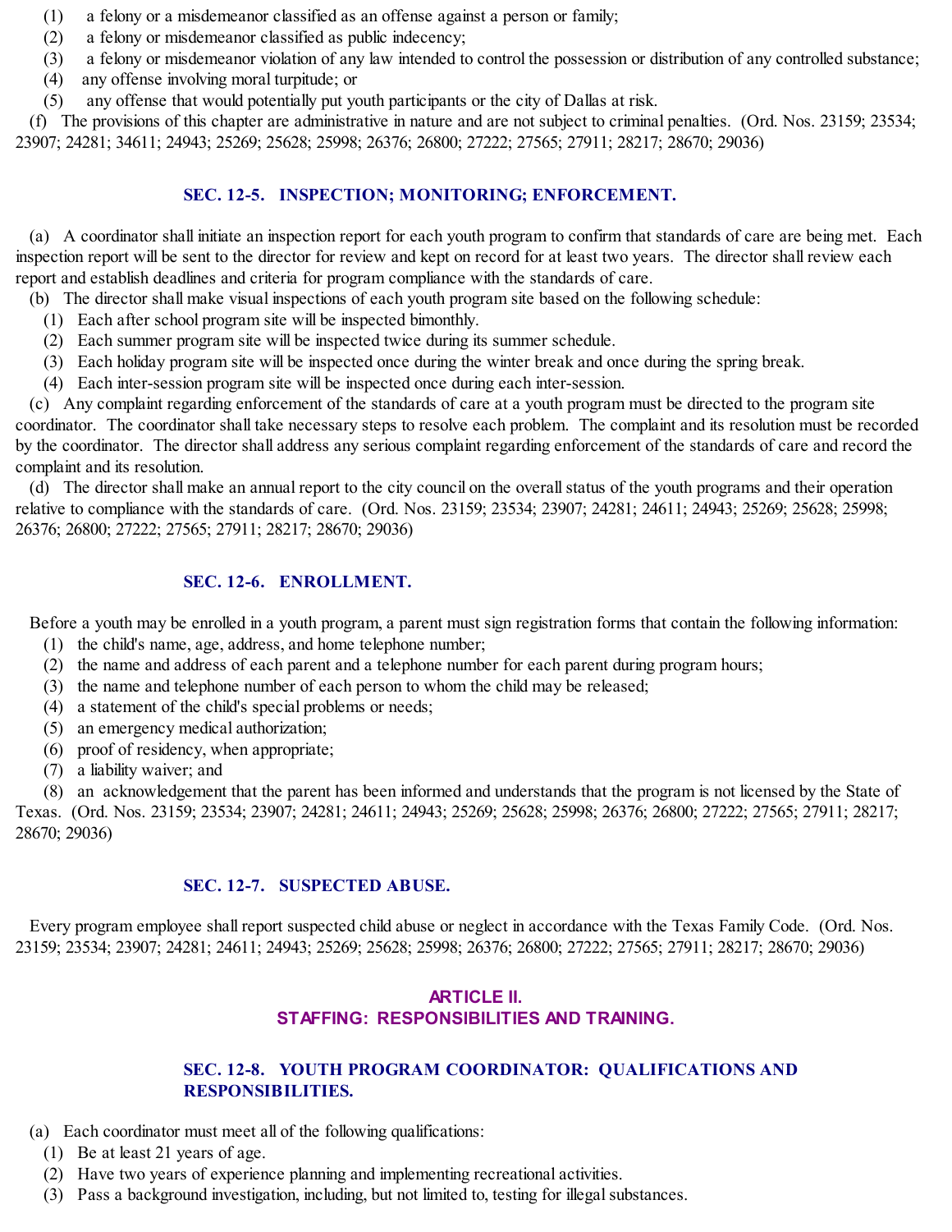(1) a felony or a misdemeanor classified as an offense against a person or family;
(2) a felony or misdemeanor classified as public indecency;
(3) a felony or misdemeanor violation of any law intended to control the possession or distribution of any controlled substance;
(4) any offense involving moral turpitude; or
(5) any offense that would potentially put youth participants or the city of Dallas at risk.

(f) The provisions of this chapter are administrative in nature and are not subject to criminal penalties. (Ord. Nos. 23159; 23534; 23907; 24281; 34611; 24943; 25269; 25628; 25998; 26376; 26800; 27222; 27565; 27911; 28217; 28670; 29036)

### SEC. 12-5. INSPECTION; MONITORING; ENFORCEMENT.

(a) A coordinator shall initiate an inspection report for each youth program to confirm that standards of care are being met. Each inspection report will be sent to the director for review and kept on record for at least two years. The director shall review each report and establish deadlines and criteria for program compliance with the standards of care.

(b) The director shall make visual inspections of each youth program site based on the following schedule:
(1) Each after school program site will be inspected bimonthly.
(2) Each summer program site will be inspected twice during its summer schedule.
(3) Each holiday program site will be inspected once during the winter break and once during the spring break.
(4) Each inter-session program site will be inspected once during each inter-session.

(c) Any complaint regarding enforcement of the standards of care at a youth program must be directed to the program site coordinator. The coordinator shall take necessary steps to resolve each problem. The complaint and its resolution must be recorded by the coordinator. The director shall address any serious complaint regarding enforcement of the standards of care and record the complaint and its resolution.

(d) The director shall make an annual report to the city council on the overall status of the youth programs and their operation relative to compliance with the standards of care. (Ord. Nos. 23159; 23534; 23907; 24281; 24611; 24943; 25269; 25628; 25998; 26376; 26800; 27222; 27565; 27911; 28217; 28670; 29036)

### SEC. 12-6. ENROLLMENT.

Before a youth may be enrolled in a youth program, a parent must sign registration forms that contain the following information:
(1) the child's name, age, address, and home telephone number;
(2) the name and address of each parent and a telephone number for each parent during program hours;
(3) the name and telephone number of each person to whom the child may be released;
(4) a statement of the child's special problems or needs;
(5) an emergency medical authorization;
(6) proof of residency, when appropriate;
(7) a liability waiver; and
(8) an acknowledgement that the parent has been informed and understands that the program is not licensed by the State of Texas. (Ord. Nos. 23159; 23534; 23907; 24281; 24611; 24943; 25269; 25628; 25998; 26376; 26800; 27222; 27565; 27911; 28217; 28670; 29036)

### SEC. 12-7. SUSPECTED ABUSE.

Every program employee shall report suspected child abuse or neglect in accordance with the Texas Family Code. (Ord. Nos. 23159; 23534; 23907; 24281; 24611; 24943; 25269; 25628; 25998; 26376; 26800; 27222; 27565; 27911; 28217; 28670; 29036)

## ARTICLE II.
## STAFFING: RESPONSIBILITIES AND TRAINING.

### SEC. 12-8. YOUTH PROGRAM COORDINATOR: QUALIFICATIONS AND RESPONSIBILITIES.

(a) Each coordinator must meet all of the following qualifications:
(1) Be at least 21 years of age.
(2) Have two years of experience planning and implementing recreational activities.
(3) Pass a background investigation, including, but not limited to, testing for illegal substances.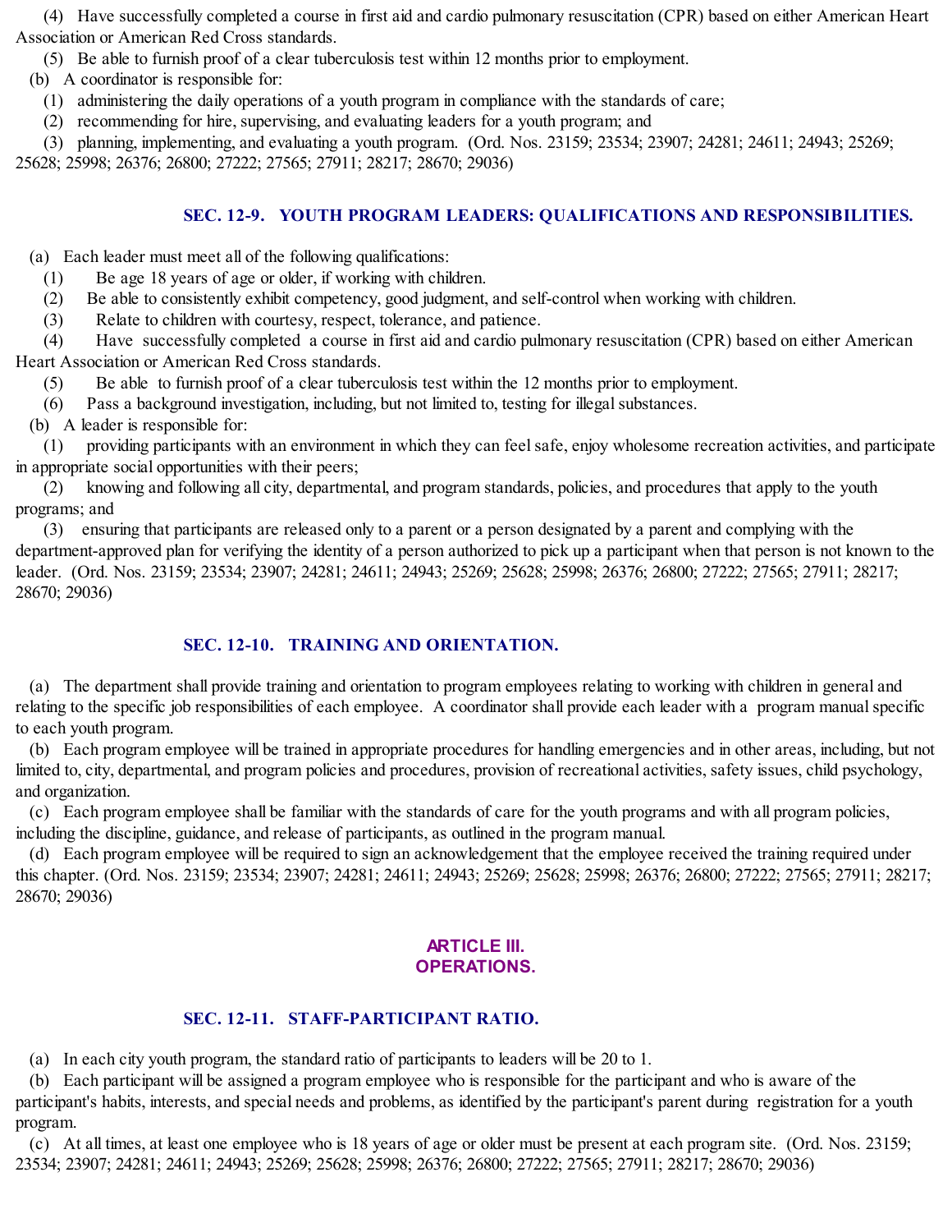(4) Have successfully completed a course in first aid and cardio pulmonary resuscitation (CPR) based on either American Heart Association or American Red Cross standards.

(5) Be able to furnish proof of a clear tuberculosis test within 12 months prior to employment.

(b) A coordinator is responsible for:

(1) administering the daily operations of a youth program in compliance with the standards of care;

(2) recommending for hire, supervising, and evaluating leaders for a youth program; and

(3) planning, implementing, and evaluating a youth program. (Ord. Nos. 23159; 23534; 23907; 24281; 24611; 24943; 25269; 25628; 25998; 26376; 26800; 27222; 27565; 27911; 28217; 28670; 29036)

### SEC. 12-9. YOUTH PROGRAM LEADERS: QUALIFICATIONS AND RESPONSIBILITIES.

(a) Each leader must meet all of the following qualifications:

(1) Be age 18 years of age or older, if working with children.

(2) Be able to consistently exhibit competency, good judgment, and self-control when working with children.

(3) Relate to children with courtesy, respect, tolerance, and patience.

(4) Have successfully completed a course in first aid and cardio pulmonary resuscitation (CPR) based on either American Heart Association or American Red Cross standards.

(5) Be able to furnish proof of a clear tuberculosis test within the 12 months prior to employment.

(6) Pass a background investigation, including, but not limited to, testing for illegal substances.

(b) A leader is responsible for:

(1) providing participants with an environment in which they can feel safe, enjoy wholesome recreation activities, and participate in appropriate social opportunities with their peers;

(2) knowing and following all city, departmental, and program standards, policies, and procedures that apply to the youth programs; and

(3) ensuring that participants are released only to a parent or a person designated by a parent and complying with the department-approved plan for verifying the identity of a person authorized to pick up a participant when that person is not known to the leader. (Ord. Nos. 23159; 23534; 23907; 24281; 24611; 24943; 25269; 25628; 25998; 26376; 26800; 27222; 27565; 27911; 28217; 28670; 29036)

### SEC. 12-10. TRAINING AND ORIENTATION.

(a) The department shall provide training and orientation to program employees relating to working with children in general and relating to the specific job responsibilities of each employee. A coordinator shall provide each leader with a program manual specific to each youth program.

(b) Each program employee will be trained in appropriate procedures for handling emergencies and in other areas, including, but not limited to, city, departmental, and program policies and procedures, provision of recreational activities, safety issues, child psychology, and organization.

(c) Each program employee shall be familiar with the standards of care for the youth programs and with all program policies, including the discipline, guidance, and release of participants, as outlined in the program manual.

(d) Each program employee will be required to sign an acknowledgement that the employee received the training required under this chapter. (Ord. Nos. 23159; 23534; 23907; 24281; 24611; 24943; 25269; 25628; 25998; 26376; 26800; 27222; 27565; 27911; 28217; 28670; 29036)

## ARTICLE III. OPERATIONS.

### SEC. 12-11. STAFF-PARTICIPANT RATIO.

(a) In each city youth program, the standard ratio of participants to leaders will be 20 to 1.

(b) Each participant will be assigned a program employee who is responsible for the participant and who is aware of the participant's habits, interests, and special needs and problems, as identified by the participant's parent during registration for a youth program.

(c) At all times, at least one employee who is 18 years of age or older must be present at each program site. (Ord. Nos. 23159; 23534; 23907; 24281; 24611; 24943; 25269; 25628; 25998; 26376; 26800; 27222; 27565; 27911; 28217; 28670; 29036)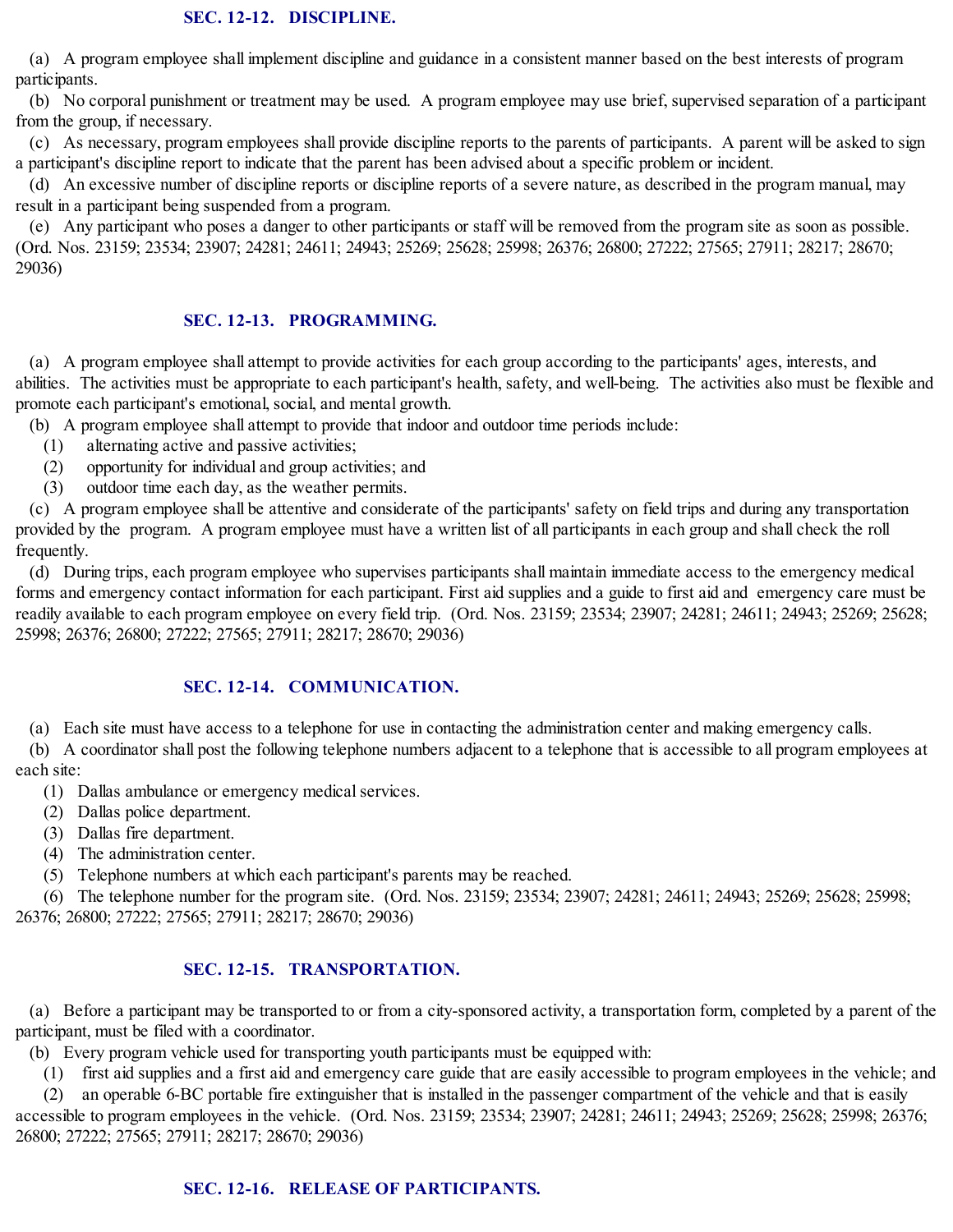### SEC. 12-12. DISCIPLINE.

(a) A program employee shall implement discipline and guidance in a consistent manner based on the best interests of program participants.

(b) No corporal punishment or treatment may be used. A program employee may use brief, supervised separation of a participant from the group, if necessary.

(c) As necessary, program employees shall provide discipline reports to the parents of participants. A parent will be asked to sign a participant's discipline report to indicate that the parent has been advised about a specific problem or incident.

(d) An excessive number of discipline reports or discipline reports of a severe nature, as described in the program manual, may result in a participant being suspended from a program.

(e) Any participant who poses a danger to other participants or staff will be removed from the program site as soon as possible. (Ord. Nos. 23159; 23534; 23907; 24281; 24611; 24943; 25269; 25628; 25998; 26376; 26800; 27222; 27565; 27911; 28217; 28670; 29036)

### SEC. 12-13. PROGRAMMING.

(a) A program employee shall attempt to provide activities for each group according to the participants' ages, interests, and abilities. The activities must be appropriate to each participant's health, safety, and well-being. The activities also must be flexible and promote each participant's emotional, social, and mental growth.

(b) A program employee shall attempt to provide that indoor and outdoor time periods include:

(1) alternating active and passive activities;

(2) opportunity for individual and group activities; and

(3) outdoor time each day, as the weather permits.

(c) A program employee shall be attentive and considerate of the participants' safety on field trips and during any transportation provided by the program. A program employee must have a written list of all participants in each group and shall check the roll frequently.

(d) During trips, each program employee who supervises participants shall maintain immediate access to the emergency medical forms and emergency contact information for each participant. First aid supplies and a guide to first aid and emergency care must be readily available to each program employee on every field trip. (Ord. Nos. 23159; 23534; 23907; 24281; 24611; 24943; 25269; 25628; 25998; 26376; 26800; 27222; 27565; 27911; 28217; 28670; 29036)

### SEC. 12-14. COMMUNICATION.

(a) Each site must have access to a telephone for use in contacting the administration center and making emergency calls.

(b) A coordinator shall post the following telephone numbers adjacent to a telephone that is accessible to all program employees at each site:

(1) Dallas ambulance or emergency medical services.

(2) Dallas police department.

(3) Dallas fire department.

(4) The administration center.

(5) Telephone numbers at which each participant's parents may be reached.

(6) The telephone number for the program site. (Ord. Nos. 23159; 23534; 23907; 24281; 24611; 24943; 25269; 25628; 25998; 26376; 26800; 27222; 27565; 27911; 28217; 28670; 29036)

### SEC. 12-15. TRANSPORTATION.

(a) Before a participant may be transported to or from a city-sponsored activity, a transportation form, completed by a parent of the participant, must be filed with a coordinator.

(b) Every program vehicle used for transporting youth participants must be equipped with:

(1) first aid supplies and a first aid and emergency care guide that are easily accessible to program employees in the vehicle; and

(2) an operable 6-BC portable fire extinguisher that is installed in the passenger compartment of the vehicle and that is easily accessible to program employees in the vehicle. (Ord. Nos. 23159; 23534; 23907; 24281; 24611; 24943; 25269; 25628; 25998; 26376; 26800; 27222; 27565; 27911; 28217; 28670; 29036)

### SEC. 12-16. RELEASE OF PARTICIPANTS.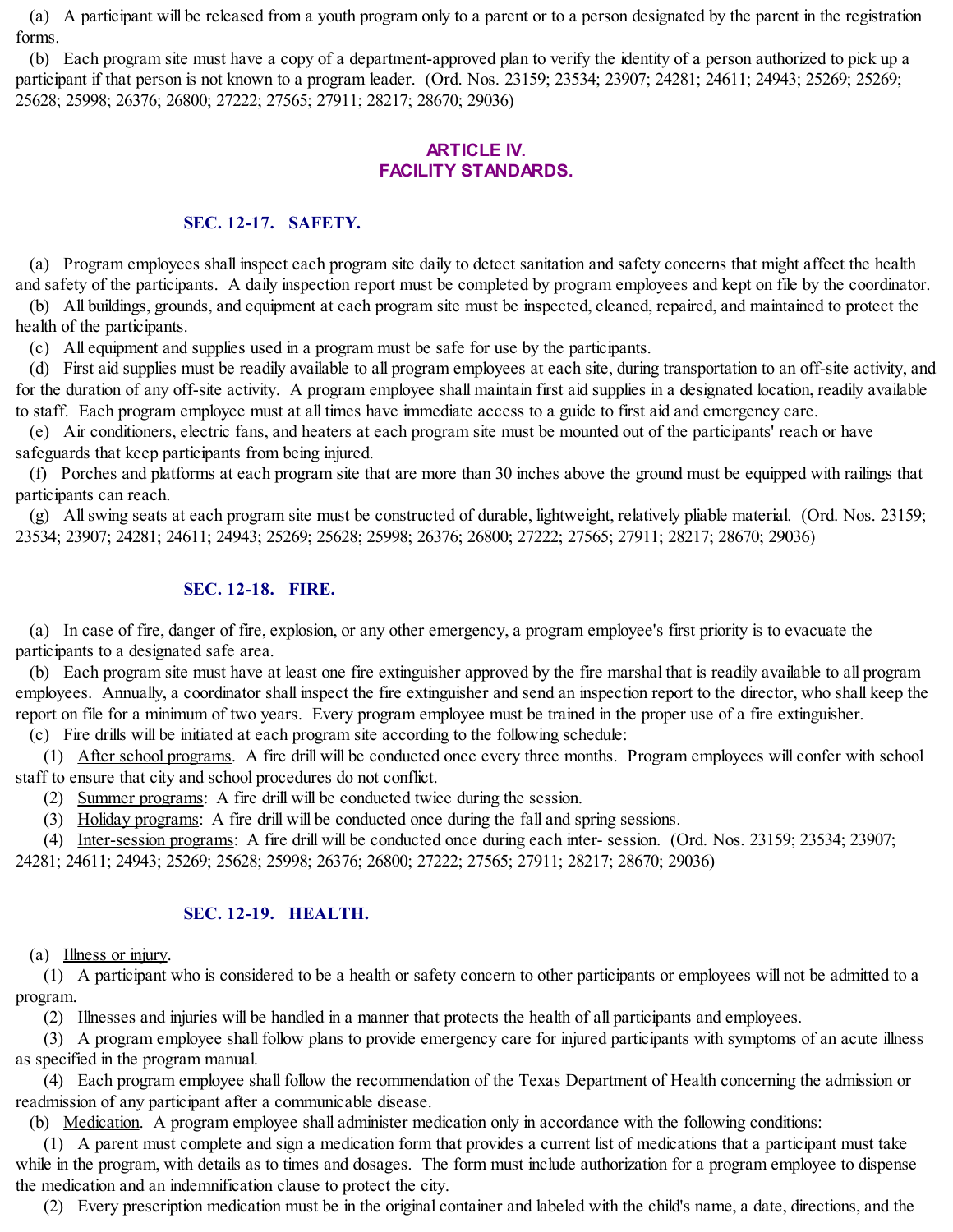(a) A participant will be released from a youth program only to a parent or to a person designated by the parent in the registration forms.

(b) Each program site must have a copy of a department-approved plan to verify the identity of a person authorized to pick up a participant if that person is not known to a program leader. (Ord. Nos. 23159; 23534; 23907; 24281; 24611; 24943; 25269; 25269; 25628; 25998; 26376; 26800; 27222; 27565; 27911; 28217; 28670; 29036)

## ARTICLE IV.
## FACILITY STANDARDS.

### SEC. 12-17. SAFETY.

(a) Program employees shall inspect each program site daily to detect sanitation and safety concerns that might affect the health and safety of the participants. A daily inspection report must be completed by program employees and kept on file by the coordinator.

(b) All buildings, grounds, and equipment at each program site must be inspected, cleaned, repaired, and maintained to protect the health of the participants.

(c) All equipment and supplies used in a program must be safe for use by the participants.

(d) First aid supplies must be readily available to all program employees at each site, during transportation to an off-site activity, and for the duration of any off-site activity. A program employee shall maintain first aid supplies in a designated location, readily available to staff. Each program employee must at all times have immediate access to a guide to first aid and emergency care.

(e) Air conditioners, electric fans, and heaters at each program site must be mounted out of the participants' reach or have safeguards that keep participants from being injured.

(f) Porches and platforms at each program site that are more than 30 inches above the ground must be equipped with railings that participants can reach.

(g) All swing seats at each program site must be constructed of durable, lightweight, relatively pliable material. (Ord. Nos. 23159; 23534; 23907; 24281; 24611; 24943; 25269; 25628; 25998; 26376; 26800; 27222; 27565; 27911; 28217; 28670; 29036)

### SEC. 12-18. FIRE.

(a) In case of fire, danger of fire, explosion, or any other emergency, a program employee's first priority is to evacuate the participants to a designated safe area.

(b) Each program site must have at least one fire extinguisher approved by the fire marshal that is readily available to all program employees. Annually, a coordinator shall inspect the fire extinguisher and send an inspection report to the director, who shall keep the report on file for a minimum of two years. Every program employee must be trained in the proper use of a fire extinguisher.

(c) Fire drills will be initiated at each program site according to the following schedule:

(1) After school programs. A fire drill will be conducted once every three months. Program employees will confer with school staff to ensure that city and school procedures do not conflict.

(2) Summer programs: A fire drill will be conducted twice during the session.

(3) Holiday programs: A fire drill will be conducted once during the fall and spring sessions.

(4) Inter-session programs: A fire drill will be conducted once during each inter- session. (Ord. Nos. 23159; 23534; 23907; 24281; 24611; 24943; 25269; 25628; 25998; 26376; 26800; 27222; 27565; 27911; 28217; 28670; 29036)

### SEC. 12-19. HEALTH.

(a) Illness or injury.

(1) A participant who is considered to be a health or safety concern to other participants or employees will not be admitted to a program.

(2) Illnesses and injuries will be handled in a manner that protects the health of all participants and employees.

(3) A program employee shall follow plans to provide emergency care for injured participants with symptoms of an acute illness as specified in the program manual.

(4) Each program employee shall follow the recommendation of the Texas Department of Health concerning the admission or readmission of any participant after a communicable disease.

(b) Medication. A program employee shall administer medication only in accordance with the following conditions:

(1) A parent must complete and sign a medication form that provides a current list of medications that a participant must take while in the program, with details as to times and dosages. The form must include authorization for a program employee to dispense the medication and an indemnification clause to protect the city.

(2) Every prescription medication must be in the original container and labeled with the child's name, a date, directions, and the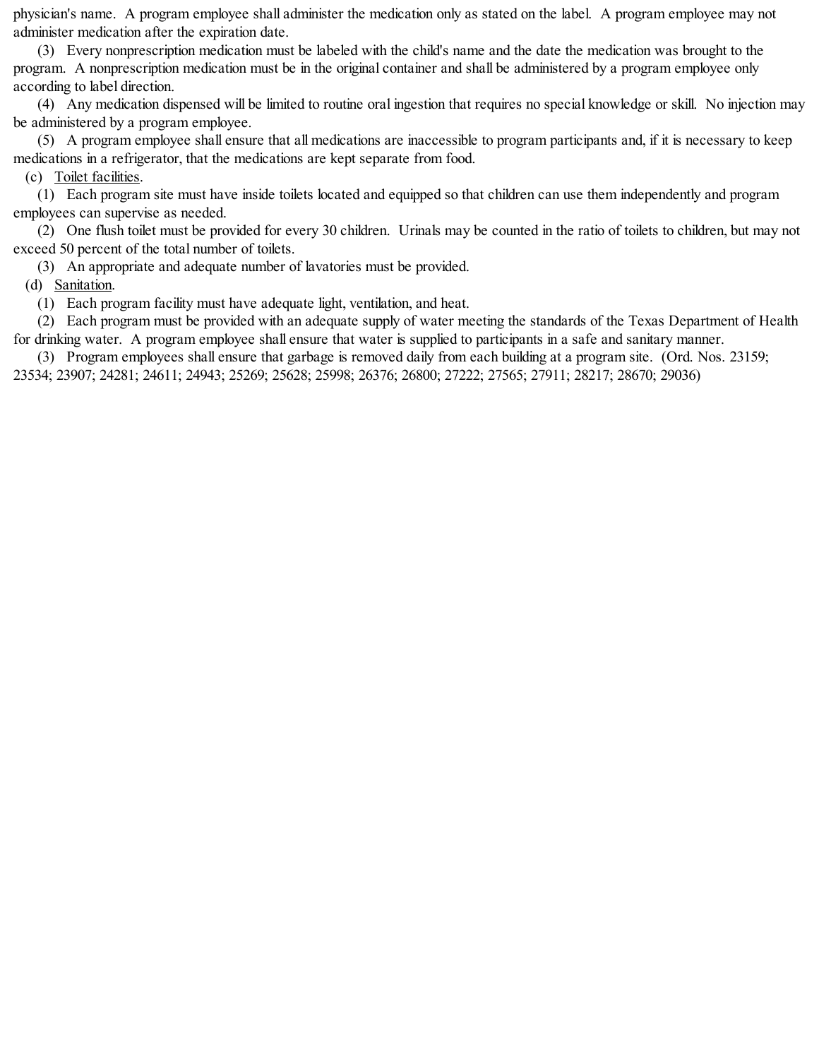physician's name. A program employee shall administer the medication only as stated on the label. A program employee may not administer medication after the expiration date.

(3) Every nonprescription medication must be labeled with the child's name and the date the medication was brought to the program. A nonprescription medication must be in the original container and shall be administered by a program employee only according to label direction.

(4) Any medication dispensed will be limited to routine oral ingestion that requires no special knowledge or skill. No injection may be administered by a program employee.

(5) A program employee shall ensure that all medications are inaccessible to program participants and, if it is necessary to keep medications in a refrigerator, that the medications are kept separate from food.

(c) Toilet facilities.

(1) Each program site must have inside toilets located and equipped so that children can use them independently and program employees can supervise as needed.

(2) One flush toilet must be provided for every 30 children. Urinals may be counted in the ratio of toilets to children, but may not exceed 50 percent of the total number of toilets.

(3) An appropriate and adequate number of lavatories must be provided.

(d) Sanitation.

(1) Each program facility must have adequate light, ventilation, and heat.

(2) Each program must be provided with an adequate supply of water meeting the standards of the Texas Department of Health for drinking water. A program employee shall ensure that water is supplied to participants in a safe and sanitary manner.

(3) Program employees shall ensure that garbage is removed daily from each building at a program site. (Ord. Nos. 23159; 23534; 23907; 24281; 24611; 24943; 25269; 25628; 25998; 26376; 26800; 27222; 27565; 27911; 28217; 28670; 29036)